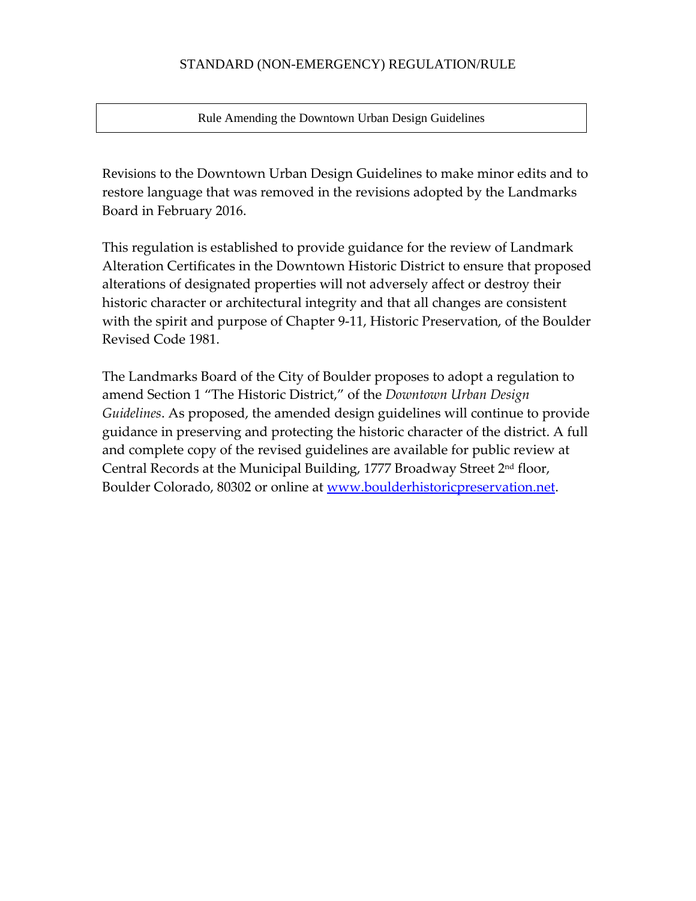STANDARD (NON-EMERGENCY) REGULATION/RULE

Rule Amending the Downtown Urban Design Guidelines

Revisions to the Downtown Urban Design Guidelines to make minor edits and to restore language that was removed in the revisions adopted by the Landmarks Board in February 2016.

This regulation is established to provide guidance for the review of Landmark Alteration Certificates in the Downtown Historic District to ensure that proposed alterations of designated properties will not adversely affect or destroy their historic character or architectural integrity and that all changes are consistent with the spirit and purpose of Chapter 9-11, Historic Preservation, of the Boulder Revised Code 1981.

The Landmarks Board of the City of Boulder proposes to adopt a regulation to amend Section 1 "The Historic District," of the *Downtown Urban Design Guidelines*. As proposed, the amended design guidelines will continue to provide guidance in preserving and protecting the historic character of the district. A full and complete copy of the revised guidelines are available for public review at Central Records at the Municipal Building, 1777 Broadway Street 2nd floor, Boulder Colorado, 80302 or online at [www.boulderhistoricpreservation.net](http://www.boulderhistoricpreservation.net).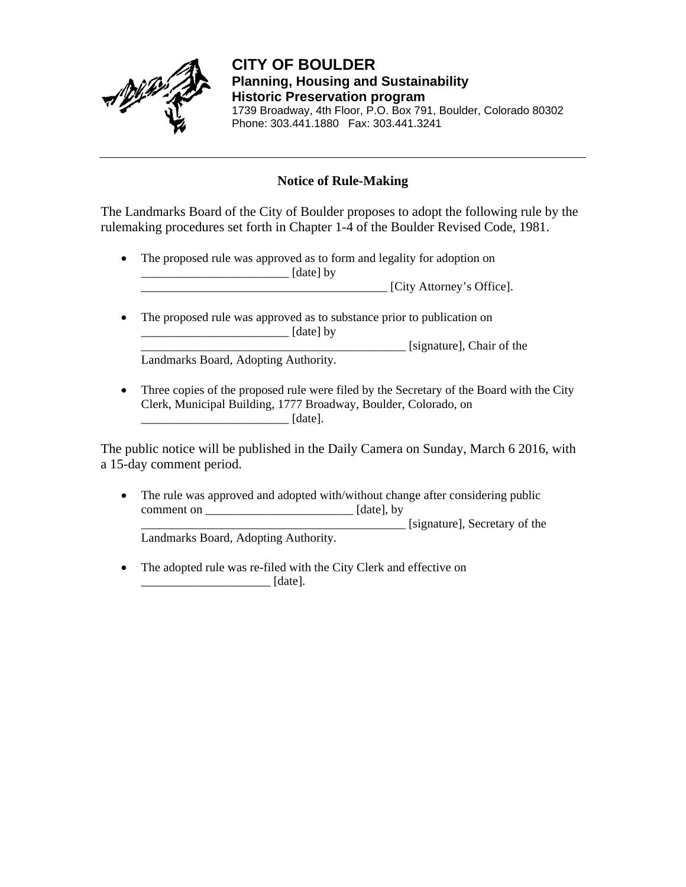**CITY OF BOULDER**
**Planning, Housing and Sustainability**
**Historic Preservation program**
1739 Broadway, 4th Floor, P.O. Box 791, Boulder, Colorado 80302
Phone: 303.441.1880 Fax: 303.441.3241

---

## Notice of Rule-Making

The Landmarks Board of the City of Boulder proposes to adopt the following rule by the rulemaking procedures set forth in Chapter 1-4 of the Boulder Revised Code, 1981.

- The proposed rule was approved as to form and legality for adoption on ________________________ [date] by ________________________________________ [City Attorney's Office].

- The proposed rule was approved as to substance prior to publication on ________________________ [date] by ___________________________________________ [signature], Chair of the Landmarks Board, Adopting Authority.

- Three copies of the proposed rule were filed by the Secretary of the Board with the City Clerk, Municipal Building, 1777 Broadway, Boulder, Colorado, on ________________________ [date].

The public notice will be published in the Daily Camera on Sunday, March 6 2016, with a 15-day comment period.

- The rule was approved and adopted with/without change after considering public comment on ________________________ [date], by ___________________________________________ [signature], Secretary of the Landmarks Board, Adopting Authority.

- The adopted rule was re-filed with the City Clerk and effective on _____________________ [date].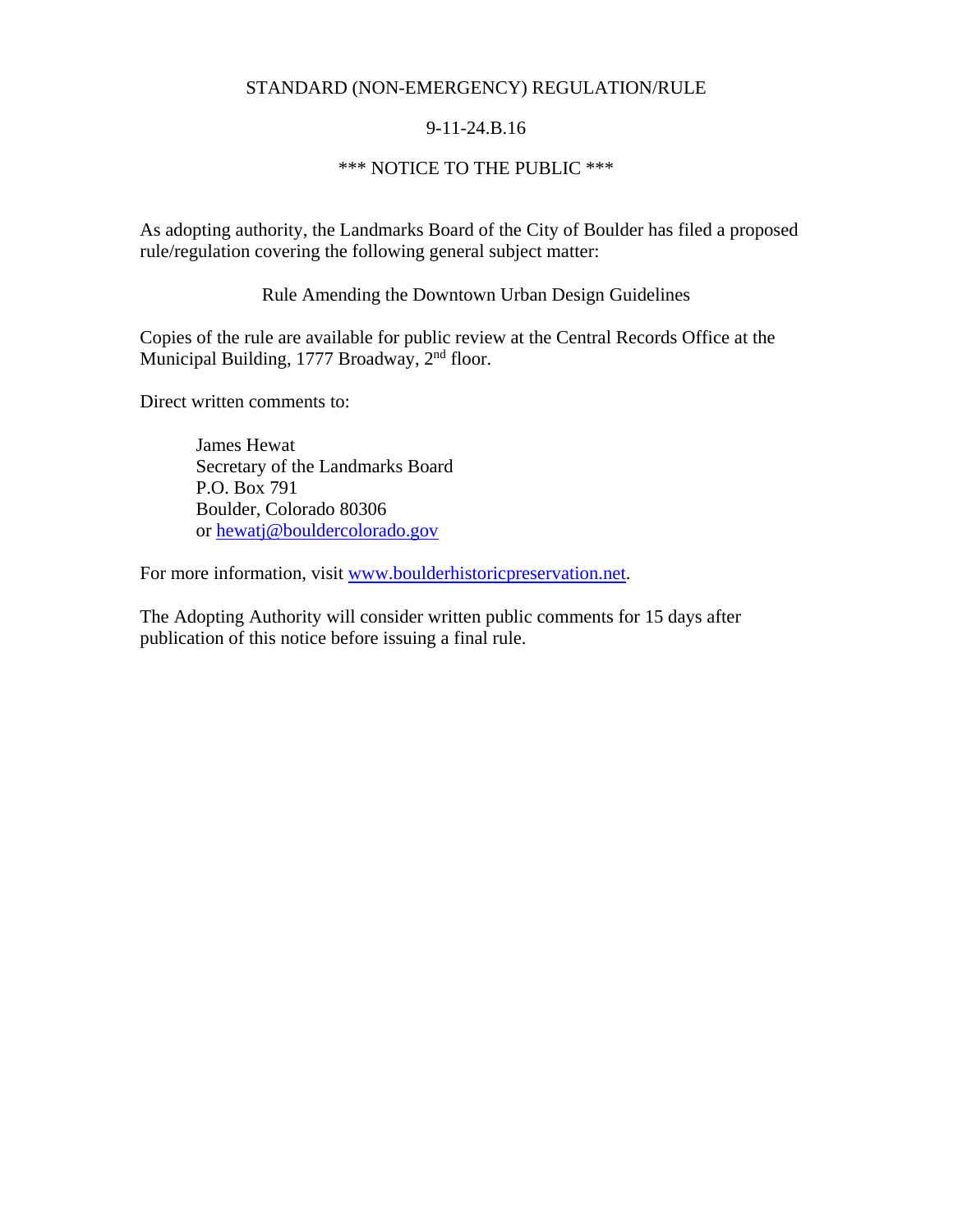STANDARD (NON-EMERGENCY) REGULATION/RULE

9-11-24.B.16

*** NOTICE TO THE PUBLIC ***

As adopting authority, the Landmarks Board of the City of Boulder has filed a proposed rule/regulation covering the following general subject matter:

Rule Amending the Downtown Urban Design Guidelines

Copies of the rule are available for public review at the Central Records Office at the Municipal Building, 1777 Broadway, 2nd floor.

Direct written comments to:

James Hewat
Secretary of the Landmarks Board
P.O. Box 791
Boulder, Colorado 80306
or hewatj@bouldercolorado.gov

For more information, visit www.boulderhistoricpreservation.net.

The Adopting Authority will consider written public comments for 15 days after publication of this notice before issuing a final rule.